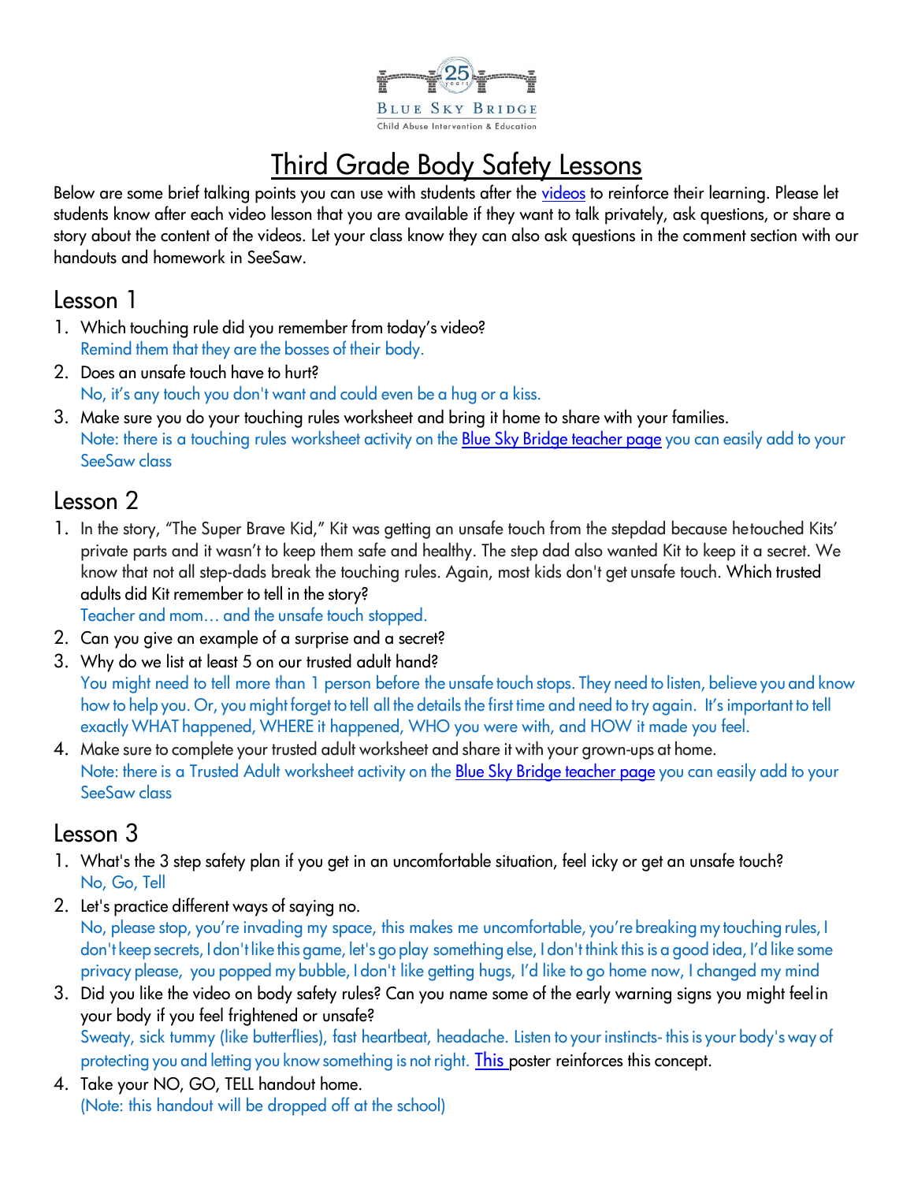Blue Sky Bridge

Child Abuse Intervention & Education

# Third Grade Body Safety Lessons

Below are some brief talking points you can use with students after the videos to reinforce their learning. Please let students know after each video lesson that you are available if they want to talk privately, ask questions, or share a story about the content of the videos. Let your class know they can also ask questions in the comment section with our handouts and homework in SeeSaw.

## Lesson 1

1. Which touching rule did you remember from today's video?
   Remind them that they are the bosses of their body.
2. Does an unsafe touch have to hurt?
   No, it's any touch you don't want and could even be a hug or a kiss.
3. Make sure you do your touching rules worksheet and bring it home to share with your families.
   Note: there is a touching rules worksheet activity on the Blue Sky Bridge teacher page you can easily add to your SeeSaw class

## Lesson 2

1. In the story, "The Super Brave Kid," Kit was getting an unsafe touch from the stepdad because he touched Kits' private parts and it wasn't to keep them safe and healthy. The step dad also wanted Kit to keep it a secret. We know that not all step-dads break the touching rules. Again, most kids don't get unsafe touch. Which trusted adults did Kit remember to tell in the story?
   Teacher and mom… and the unsafe touch stopped.
2. Can you give an example of a surprise and a secret?
3. Why do we list at least 5 on our trusted adult hand?
   You might need to tell more than 1 person before the unsafe touch stops. They need to listen, believe you and know how to help you. Or, you might forget to tell all the details the first time and need to try again. It's important to tell exactly WHAT happened, WHERE it happened, WHO you were with, and HOW it made you feel.
4. Make sure to complete your trusted adult worksheet and share it with your grown-ups at home.
   Note: there is a Trusted Adult worksheet activity on the Blue Sky Bridge teacher page you can easily add to your SeeSaw class

## Lesson 3

1. What's the 3 step safety plan if you get in an uncomfortable situation, feel icky or get an unsafe touch?
   No, Go, Tell
2. Let's practice different ways of saying no.
   No, please stop, you're invading my space, this makes me uncomfortable, you're breaking my touching rules, I don't keep secrets, I don't like this game, let's go play something else, I don't think this is a good idea, I'd like some privacy please, you popped my bubble, I don't like getting hugs, I'd like to go home now, I changed my mind
3. Did you like the video on body safety rules? Can you name some of the early warning signs you might feel in your body if you feel frightened or unsafe?
   Sweaty, sick tummy (like butterflies), fast heartbeat, headache. Listen to your instincts- this is your body's way of protecting you and letting you know something is not right. This poster reinforces this concept.
4. Take your NO, GO, TELL handout home.
   (Note: this handout will be dropped off at the school)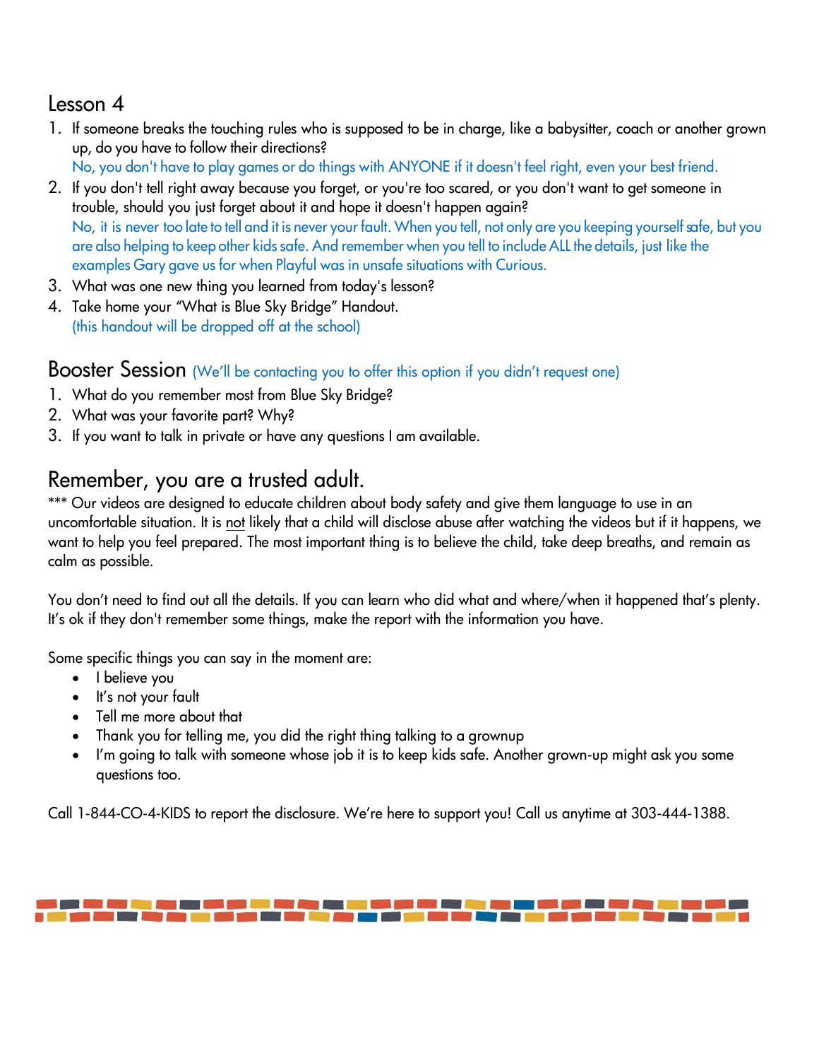## Lesson 4

1. If someone breaks the touching rules who is supposed to be in charge, like a babysitter, coach or another grown up, do you have to follow their directions?
   No, you don't have to play games or do things with ANYONE if it doesn't feel right, even your best friend.
2. If you don't tell right away because you forget, or you're too scared, or you don't want to get someone in trouble, should you just forget about it and hope it doesn't happen again?
   No, it is never too late to tell and it is never your fault. When you tell, not only are you keeping yourself safe, but you are also helping to keep other kids safe. And remember when you tell to include ALL the details, just like the examples Gary gave us for when Playful was in unsafe situations with Curious.
3. What was one new thing you learned from today's lesson?
4. Take home your "What is Blue Sky Bridge" Handout.
   (this handout will be dropped off at the school)

## Booster Session (We'll be contacting you to offer this option if you didn't request one)

1. What do you remember most from Blue Sky Bridge?
2. What was your favorite part? Why?
3. If you want to talk in private or have any questions I am available.

## Remember, you are a trusted adult.

*** Our videos are designed to educate children about body safety and give them language to use in an uncomfortable situation. It is not likely that a child will disclose abuse after watching the videos but if it happens, we want to help you feel prepared. The most important thing is to believe the child, take deep breaths, and remain as calm as possible.

You don't need to find out all the details. If you can learn who did what and where/when it happened that's plenty. It's ok if they don't remember some things, make the report with the information you have.

Some specific things you can say in the moment are:

- I believe you
- It's not your fault
- Tell me more about that
- Thank you for telling me, you did the right thing talking to a grownup
- I'm going to talk with someone whose job it is to keep kids safe. Another grown-up might ask you some questions too.

Call 1-844-CO-4-KIDS to report the disclosure. We're here to support you! Call us anytime at 303-444-1388.